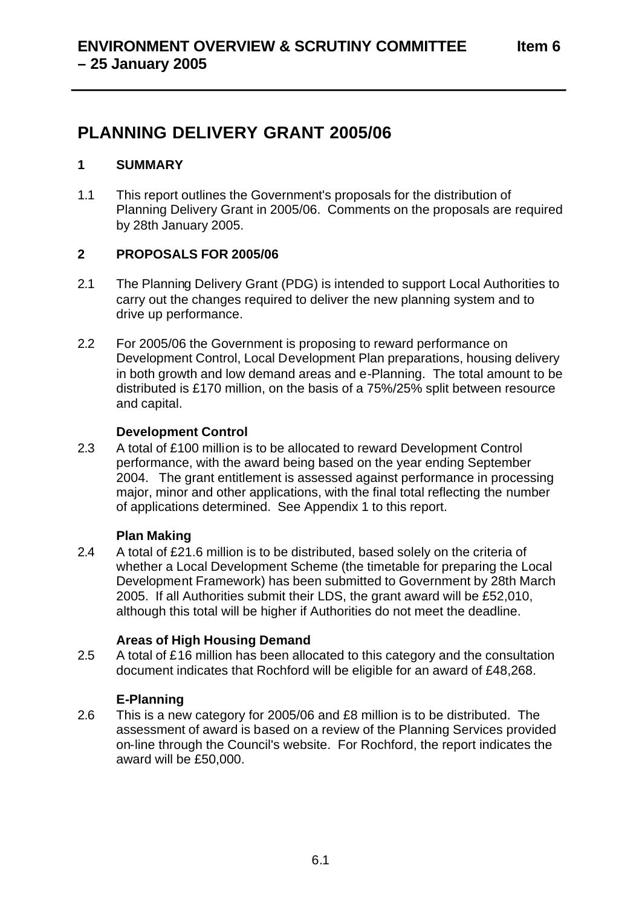**ENVIRONMENT OVERVIEW & SCRUTINY COMMITTEE – 25 January 2005** **Item 6**

# PLANNING DELIVERY GRANT 2005/06

## 1 SUMMARY

1.1 This report outlines the Government's proposals for the distribution of Planning Delivery Grant in 2005/06. Comments on the proposals are required by 28th January 2005.

## 2 PROPOSALS FOR 2005/06

2.1 The Planning Delivery Grant (PDG) is intended to support Local Authorities to carry out the changes required to deliver the new planning system and to drive up performance.

2.2 For 2005/06 the Government is proposing to reward performance on Development Control, Local Development Plan preparations, housing delivery in both growth and low demand areas and e-Planning. The total amount to be distributed is £170 million, on the basis of a 75%/25% split between resource and capital.

### Development Control

2.3 A total of £100 million is to be allocated to reward Development Control performance, with the award being based on the year ending September 2004. The grant entitlement is assessed against performance in processing major, minor and other applications, with the final total reflecting the number of applications determined. See Appendix 1 to this report.

### Plan Making

2.4 A total of £21.6 million is to be distributed, based solely on the criteria of whether a Local Development Scheme (the timetable for preparing the Local Development Framework) has been submitted to Government by 28th March 2005. If all Authorities submit their LDS, the grant award will be £52,010, although this total will be higher if Authorities do not meet the deadline.

### Areas of High Housing Demand

2.5 A total of £16 million has been allocated to this category and the consultation document indicates that Rochford will be eligible for an award of £48,268.

### E-Planning

2.6 This is a new category for 2005/06 and £8 million is to be distributed. The assessment of award is based on a review of the Planning Services provided on-line through the Council's website. For Rochford, the report indicates the award will be £50,000.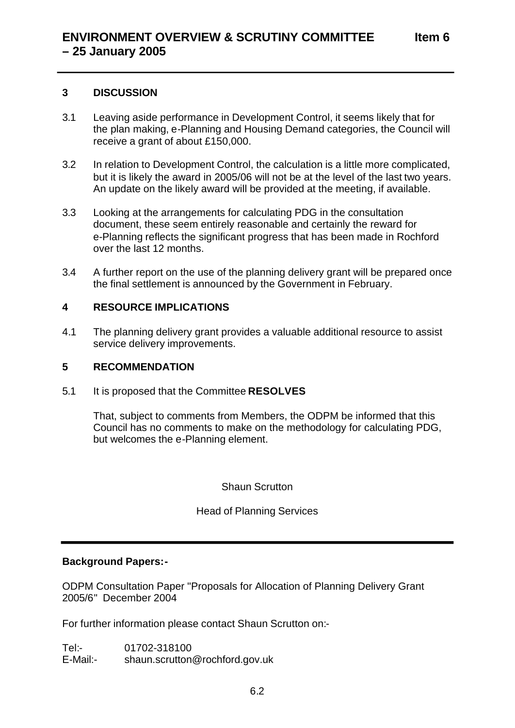## 3 DISCUSSION

3.1 Leaving aside performance in Development Control, it seems likely that for the plan making, e-Planning and Housing Demand categories, the Council will receive a grant of about £150,000.

3.2 In relation to Development Control, the calculation is a little more complicated, but it is likely the award in 2005/06 will not be at the level of the last two years. An update on the likely award will be provided at the meeting, if available.

3.3 Looking at the arrangements for calculating PDG in the consultation document, these seem entirely reasonable and certainly the reward for e-Planning reflects the significant progress that has been made in Rochford over the last 12 months.

3.4 A further report on the use of the planning delivery grant will be prepared once the final settlement is announced by the Government in February.

## 4 RESOURCE IMPLICATIONS

4.1 The planning delivery grant provides a valuable additional resource to assist service delivery improvements.

## 5 RECOMMENDATION

5.1 It is proposed that the Committee **RESOLVES**

That, subject to comments from Members, the ODPM be informed that this Council has no comments to make on the methodology for calculating PDG, but welcomes the e-Planning element.

Shaun Scrutton

Head of Planning Services

---

**Background Papers:-**

ODPM Consultation Paper "Proposals for Allocation of Planning Delivery Grant 2005/6" December 2004

For further information please contact Shaun Scrutton on:-

Tel:- 01702-318100
E-Mail:- shaun.scrutton@rochford.gov.uk